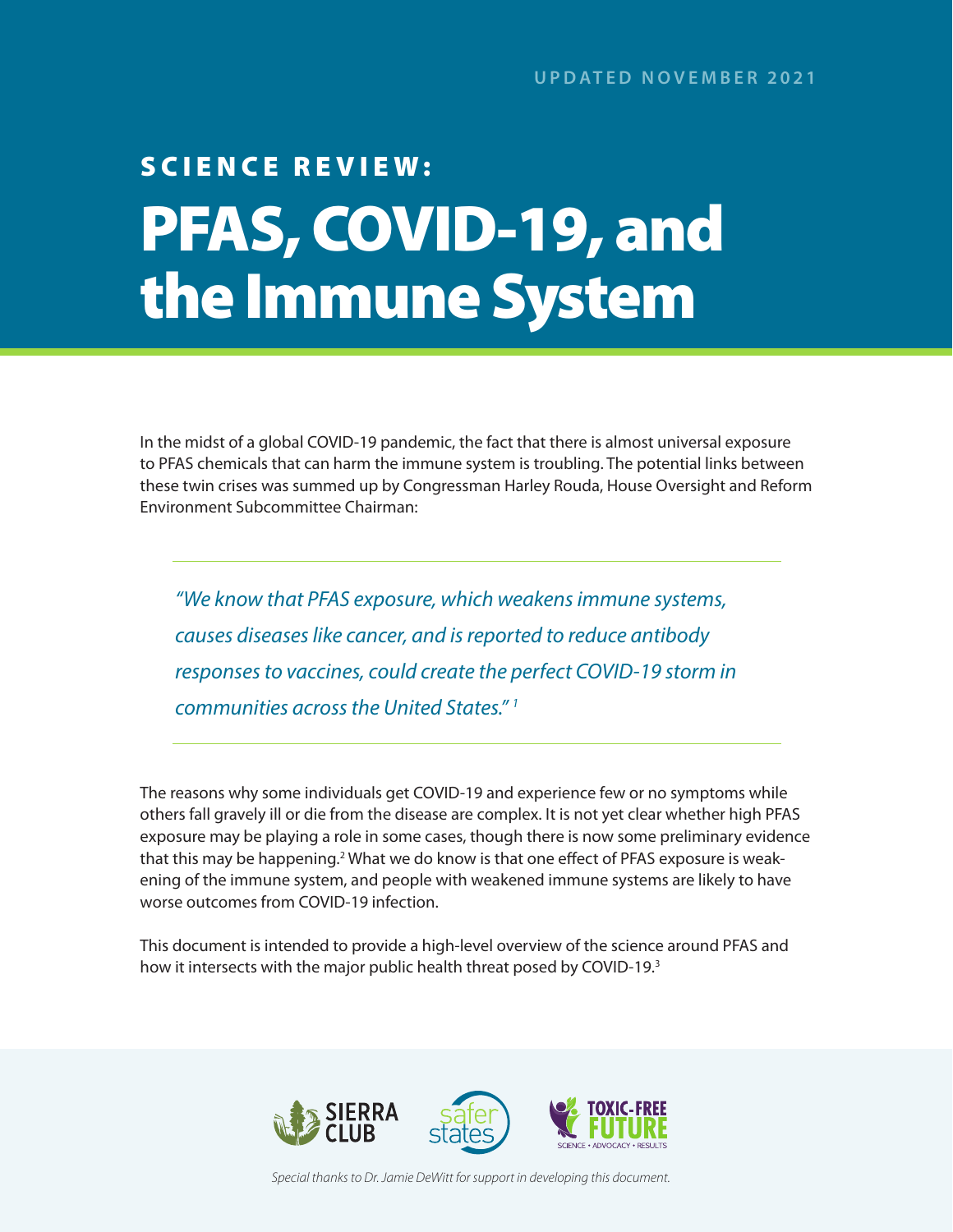UPDATED NOVEMBER 2021

## SCIENCE REVIEW:

# PFAS, COVID-19, and the Immune System

In the midst of a global COVID-19 pandemic, the fact that there is almost universal exposure to PFAS chemicals that can harm the immune system is troubling. The potential links between these twin crises was summed up by Congressman Harley Rouda, House Oversight and Reform Environment Subcommittee Chairman:

> *"We know that PFAS exposure, which weakens immune systems, causes diseases like cancer, and is reported to reduce antibody responses to vaccines, could create the perfect COVID-19 storm in communities across the United States."* [1]

The reasons why some individuals get COVID-19 and experience few or no symptoms while others fall gravely ill or die from the disease are complex. It is not yet clear whether high PFAS exposure may be playing a role in some cases, though there is now some preliminary evidence that this may be happening.[2] What we do know is that one effect of PFAS exposure is weakening of the immune system, and people with weakened immune systems are likely to have worse outcomes from COVID-19 infection.

This document is intended to provide a high-level overview of the science around PFAS and how it intersects with the major public health threat posed by COVID-19.[3]

SIERRA CLUB | safer states | TOXIC-FREE FUTURE — SCIENCE • ADVOCACY • RESULTS

*Special thanks to Dr. Jamie DeWitt for support in developing this document.*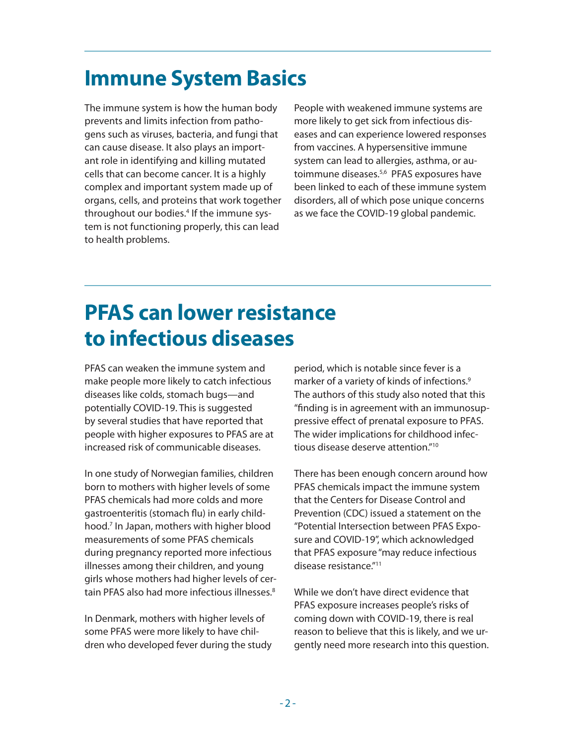## Immune System Basics

The immune system is how the human body prevents and limits infection from pathogens such as viruses, bacteria, and fungi that can cause disease. It also plays an important role in identifying and killing mutated cells that can become cancer. It is a highly complex and important system made up of organs, cells, and proteins that work together throughout our bodies.[4] If the immune system is not functioning properly, this can lead to health problems.

People with weakened immune systems are more likely to get sick from infectious diseases and can experience lowered responses from vaccines. A hypersensitive immune system can lead to allergies, asthma, or autoimmune diseases.[5,6] PFAS exposures have been linked to each of these immune system disorders, all of which pose unique concerns as we face the COVID-19 global pandemic.

## PFAS can lower resistance to infectious diseases

PFAS can weaken the immune system and make people more likely to catch infectious diseases like colds, stomach bugs—and potentially COVID-19. This is suggested by several studies that have reported that people with higher exposures to PFAS are at increased risk of communicable diseases.

In one study of Norwegian families, children born to mothers with higher levels of some PFAS chemicals had more colds and more gastroenteritis (stomach flu) in early childhood.[7] In Japan, mothers with higher blood measurements of some PFAS chemicals during pregnancy reported more infectious illnesses among their children, and young girls whose mothers had higher levels of certain PFAS also had more infectious illnesses.[8]

In Denmark, mothers with higher levels of some PFAS were more likely to have children who developed fever during the study period, which is notable since fever is a marker of a variety of kinds of infections.[9] The authors of this study also noted that this "finding is in agreement with an immunosuppressive effect of prenatal exposure to PFAS. The wider implications for childhood infectious disease deserve attention."[10]

There has been enough concern around how PFAS chemicals impact the immune system that the Centers for Disease Control and Prevention (CDC) issued a statement on the "Potential Intersection between PFAS Exposure and COVID-19", which acknowledged that PFAS exposure "may reduce infectious disease resistance."[11]

While we don't have direct evidence that PFAS exposure increases people's risks of coming down with COVID-19, there is real reason to believe that this is likely, and we urgently need more research into this question.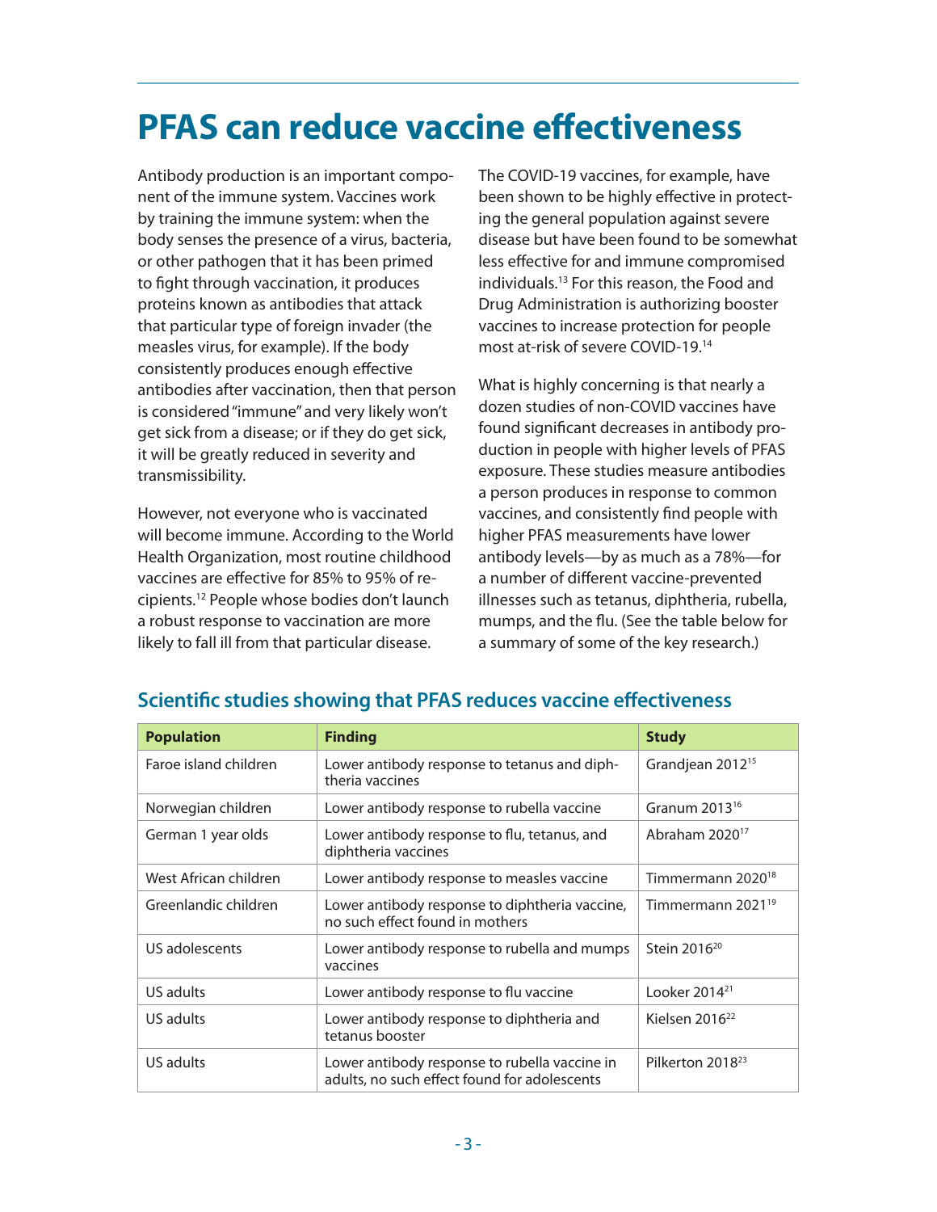# PFAS can reduce vaccine effectiveness

Antibody production is an important component of the immune system. Vaccines work by training the immune system: when the body senses the presence of a virus, bacteria, or other pathogen that it has been primed to fight through vaccination, it produces proteins known as antibodies that attack that particular type of foreign invader (the measles virus, for example). If the body consistently produces enough effective antibodies after vaccination, then that person is considered "immune" and very likely won't get sick from a disease; or if they do get sick, it will be greatly reduced in severity and transmissibility.

However, not everyone who is vaccinated will become immune. According to the World Health Organization, most routine childhood vaccines are effective for 85% to 95% of recipients.[12] People whose bodies don't launch a robust response to vaccination are more likely to fall ill from that particular disease.

The COVID-19 vaccines, for example, have been shown to be highly effective in protecting the general population against severe disease but have been found to be somewhat less effective for and immune compromised individuals.[13] For this reason, the Food and Drug Administration is authorizing booster vaccines to increase protection for people most at-risk of severe COVID-19.[14]

What is highly concerning is that nearly a dozen studies of non-COVID vaccines have found significant decreases in antibody production in people with higher levels of PFAS exposure. These studies measure antibodies a person produces in response to common vaccines, and consistently find people with higher PFAS measurements have lower antibody levels—by as much as a 78%—for a number of different vaccine-prevented illnesses such as tetanus, diphtheria, rubella, mumps, and the flu. (See the table below for a summary of some of the key research.)

## Scientific studies showing that PFAS reduces vaccine effectiveness

| Population | Finding | Study |
| --- | --- | --- |
| Faroe island children | Lower antibody response to tetanus and diphtheria vaccines | Grandjean 2012[15] |
| Norwegian children | Lower antibody response to rubella vaccine | Granum 2013[16] |
| German 1 year olds | Lower antibody response to flu, tetanus, and diphtheria vaccines | Abraham 2020[17] |
| West African children | Lower antibody response to measles vaccine | Timmermann 2020[18] |
| Greenlandic children | Lower antibody response to diphtheria vaccine, no such effect found in mothers | Timmermann 2021[19] |
| US adolescents | Lower antibody response to rubella and mumps vaccines | Stein 2016[20] |
| US adults | Lower antibody response to flu vaccine | Looker 2014[21] |
| US adults | Lower antibody response to diphtheria and tetanus booster | Kielsen 2016[22] |
| US adults | Lower antibody response to rubella vaccine in adults, no such effect found for adolescents | Pilkerton 2018[23] |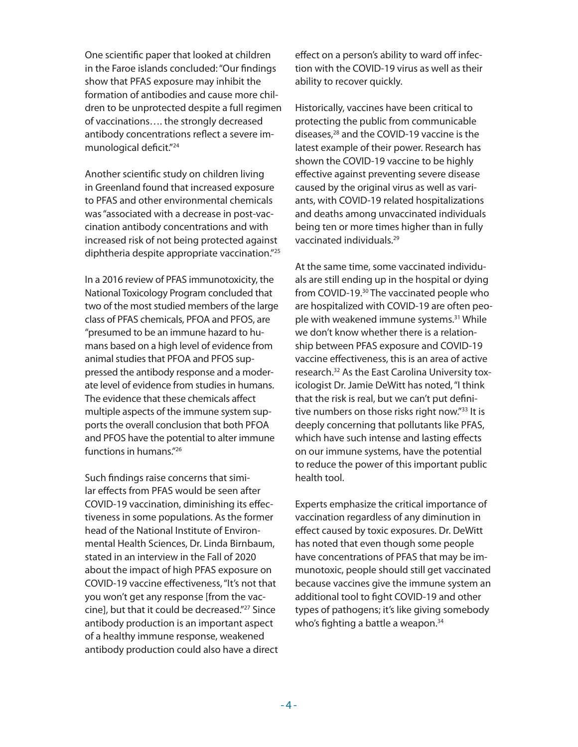One scientific paper that looked at children in the Faroe islands concluded: "Our findings show that PFAS exposure may inhibit the formation of antibodies and cause more children to be unprotected despite a full regimen of vaccinations…. the strongly decreased antibody concentrations reflect a severe immunological deficit."[24]

Another scientific study on children living in Greenland found that increased exposure to PFAS and other environmental chemicals was "associated with a decrease in post-vaccination antibody concentrations and with increased risk of not being protected against diphtheria despite appropriate vaccination."[25]

In a 2016 review of PFAS immunotoxicity, the National Toxicology Program concluded that two of the most studied members of the large class of PFAS chemicals, PFOA and PFOS, are "presumed to be an immune hazard to humans based on a high level of evidence from animal studies that PFOA and PFOS suppressed the antibody response and a moderate level of evidence from studies in humans. The evidence that these chemicals affect multiple aspects of the immune system supports the overall conclusion that both PFOA and PFOS have the potential to alter immune functions in humans."[26]

Such findings raise concerns that similar effects from PFAS would be seen after COVID-19 vaccination, diminishing its effectiveness in some populations. As the former head of the National Institute of Environmental Health Sciences, Dr. Linda Birnbaum, stated in an interview in the Fall of 2020 about the impact of high PFAS exposure on COVID-19 vaccine effectiveness, "It's not that you won't get any response [from the vaccine], but that it could be decreased."[27] Since antibody production is an important aspect of a healthy immune response, weakened antibody production could also have a direct effect on a person's ability to ward off infection with the COVID-19 virus as well as their ability to recover quickly.

Historically, vaccines have been critical to protecting the public from communicable diseases,[28] and the COVID-19 vaccine is the latest example of their power. Research has shown the COVID-19 vaccine to be highly effective against preventing severe disease caused by the original virus as well as variants, with COVID-19 related hospitalizations and deaths among unvaccinated individuals being ten or more times higher than in fully vaccinated individuals.[29]

At the same time, some vaccinated individuals are still ending up in the hospital or dying from COVID-19.[30] The vaccinated people who are hospitalized with COVID-19 are often people with weakened immune systems.[31] While we don't know whether there is a relationship between PFAS exposure and COVID-19 vaccine effectiveness, this is an area of active research.[32] As the East Carolina University toxicologist Dr. Jamie DeWitt has noted, "I think that the risk is real, but we can't put definitive numbers on those risks right now."[33] It is deeply concerning that pollutants like PFAS, which have such intense and lasting effects on our immune systems, have the potential to reduce the power of this important public health tool.

Experts emphasize the critical importance of vaccination regardless of any diminution in effect caused by toxic exposures. Dr. DeWitt has noted that even though some people have concentrations of PFAS that may be immunotoxic, people should still get vaccinated because vaccines give the immune system an additional tool to fight COVID-19 and other types of pathogens; it's like giving somebody who's fighting a battle a weapon.[34]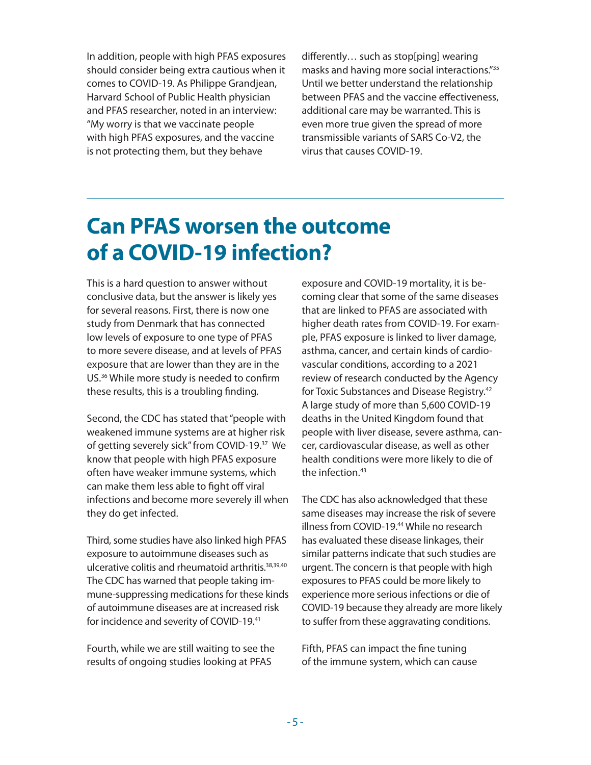In addition, people with high PFAS exposures should consider being extra cautious when it comes to COVID-19. As Philippe Grandjean, Harvard School of Public Health physician and PFAS researcher, noted in an interview: "My worry is that we vaccinate people with high PFAS exposures, and the vaccine is not protecting them, but they behave differently… such as stop[ping] wearing masks and having more social interactions."[35] Until we better understand the relationship between PFAS and the vaccine effectiveness, additional care may be warranted. This is even more true given the spread of more transmissible variants of SARS Co-V2, the virus that causes COVID-19.

## Can PFAS worsen the outcome of a COVID-19 infection?

This is a hard question to answer without conclusive data, but the answer is likely yes for several reasons. First, there is now one study from Denmark that has connected low levels of exposure to one type of PFAS to more severe disease, and at levels of PFAS exposure that are lower than they are in the US.[36] While more study is needed to confirm these results, this is a troubling finding.

Second, the CDC has stated that "people with weakened immune systems are at higher risk of getting severely sick" from COVID-19.[37] We know that people with high PFAS exposure often have weaker immune systems, which can make them less able to fight off viral infections and become more severely ill when they do get infected.

Third, some studies have also linked high PFAS exposure to autoimmune diseases such as ulcerative colitis and rheumatoid arthritis.[38,39,40] The CDC has warned that people taking immune-suppressing medications for these kinds of autoimmune diseases are at increased risk for incidence and severity of COVID-19.[41]

Fourth, while we are still waiting to see the results of ongoing studies looking at PFAS exposure and COVID-19 mortality, it is becoming clear that some of the same diseases that are linked to PFAS are associated with higher death rates from COVID-19. For example, PFAS exposure is linked to liver damage, asthma, cancer, and certain kinds of cardiovascular conditions, according to a 2021 review of research conducted by the Agency for Toxic Substances and Disease Registry.[42] A large study of more than 5,600 COVID-19 deaths in the United Kingdom found that people with liver disease, severe asthma, cancer, cardiovascular disease, as well as other health conditions were more likely to die of the infection.[43]

The CDC has also acknowledged that these same diseases may increase the risk of severe illness from COVID-19.[44] While no research has evaluated these disease linkages, their similar patterns indicate that such studies are urgent. The concern is that people with high exposures to PFAS could be more likely to experience more serious infections or die of COVID-19 because they already are more likely to suffer from these aggravating conditions.

Fifth, PFAS can impact the fine tuning of the immune system, which can cause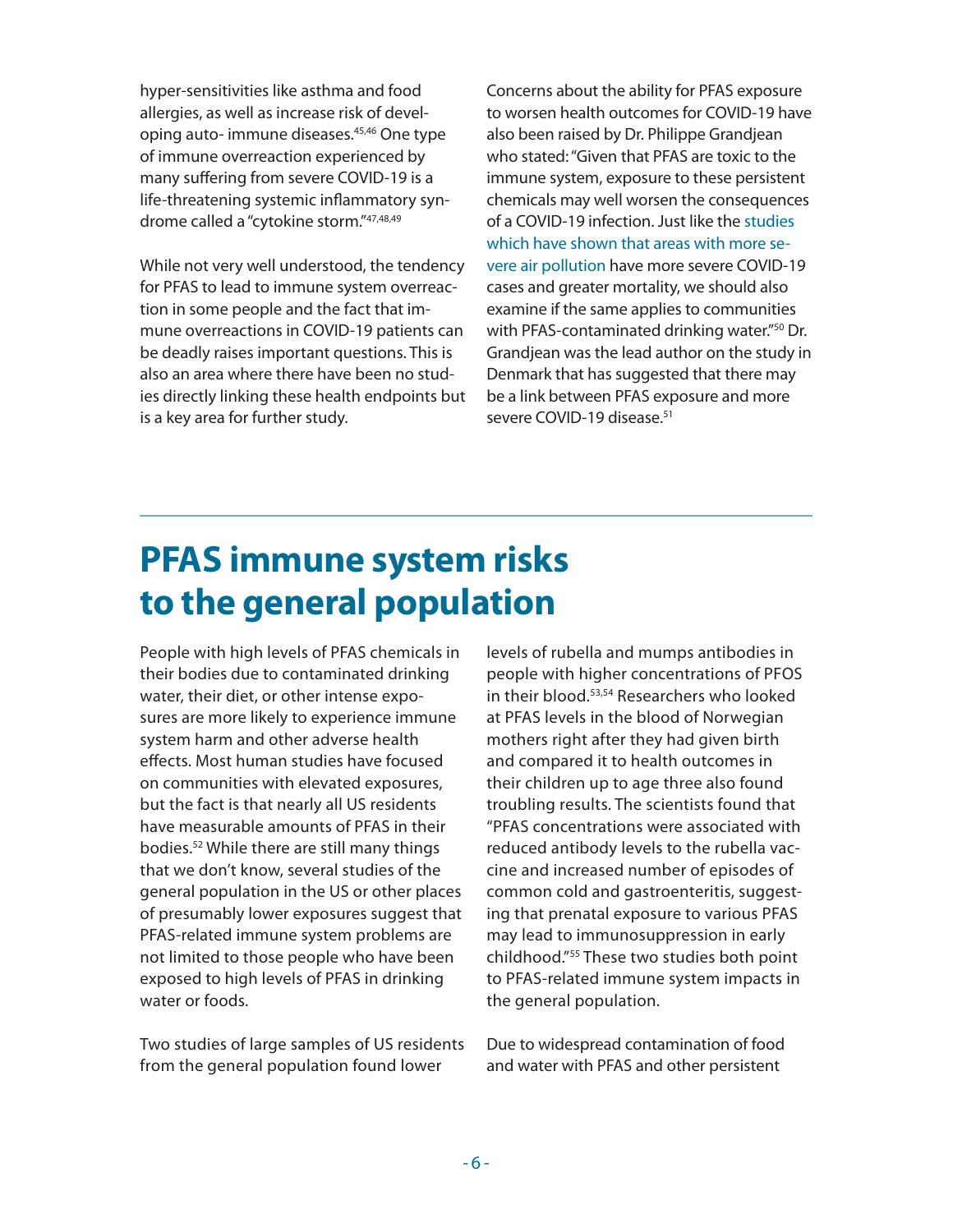hyper-sensitivities like asthma and food allergies, as well as increase risk of developing auto- immune diseases.[45,46] One type of immune overreaction experienced by many suffering from severe COVID-19 is a life-threatening systemic inflammatory syndrome called a "cytokine storm."[47,48,49]

While not very well understood, the tendency for PFAS to lead to immune system overreaction in some people and the fact that immune overreactions in COVID-19 patients can be deadly raises important questions. This is also an area where there have been no studies directly linking these health endpoints but is a key area for further study.

Concerns about the ability for PFAS exposure to worsen health outcomes for COVID-19 have also been raised by Dr. Philippe Grandjean who stated: "Given that PFAS are toxic to the immune system, exposure to these persistent chemicals may well worsen the consequences of a COVID-19 infection. Just like the studies which have shown that areas with more severe air pollution have more severe COVID-19 cases and greater mortality, we should also examine if the same applies to communities with PFAS-contaminated drinking water."[50] Dr. Grandjean was the lead author on the study in Denmark that has suggested that there may be a link between PFAS exposure and more severe COVID-19 disease.[51]

## PFAS immune system risks to the general population

People with high levels of PFAS chemicals in their bodies due to contaminated drinking water, their diet, or other intense exposures are more likely to experience immune system harm and other adverse health effects. Most human studies have focused on communities with elevated exposures, but the fact is that nearly all US residents have measurable amounts of PFAS in their bodies.[52] While there are still many things that we don't know, several studies of the general population in the US or other places of presumably lower exposures suggest that PFAS-related immune system problems are not limited to those people who have been exposed to high levels of PFAS in drinking water or foods.

Two studies of large samples of US residents from the general population found lower levels of rubella and mumps antibodies in people with higher concentrations of PFOS in their blood.[53,54] Researchers who looked at PFAS levels in the blood of Norwegian mothers right after they had given birth and compared it to health outcomes in their children up to age three also found troubling results. The scientists found that "PFAS concentrations were associated with reduced antibody levels to the rubella vaccine and increased number of episodes of common cold and gastroenteritis, suggesting that prenatal exposure to various PFAS may lead to immunosuppression in early childhood."[55] These two studies both point to PFAS-related immune system impacts in the general population.

Due to widespread contamination of food and water with PFAS and other persistent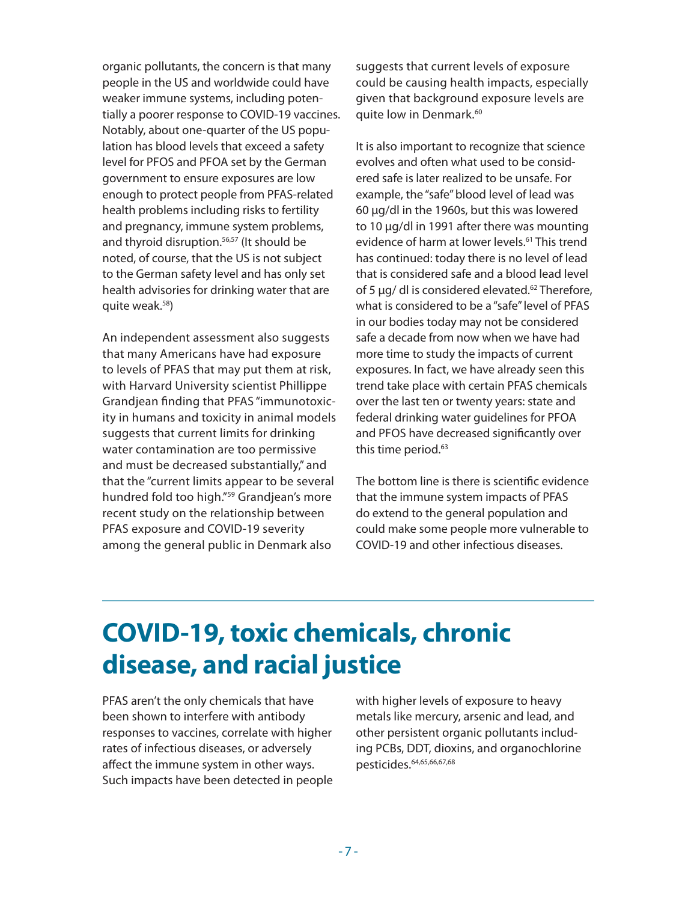organic pollutants, the concern is that many people in the US and worldwide could have weaker immune systems, including potentially a poorer response to COVID-19 vaccines. Notably, about one-quarter of the US population has blood levels that exceed a safety level for PFOS and PFOA set by the German government to ensure exposures are low enough to protect people from PFAS-related health problems including risks to fertility and pregnancy, immune system problems, and thyroid disruption.[56,57] (It should be noted, of course, that the US is not subject to the German safety level and has only set health advisories for drinking water that are quite weak.[58])

An independent assessment also suggests that many Americans have had exposure to levels of PFAS that may put them at risk, with Harvard University scientist Phillippe Grandjean finding that PFAS "immunotoxicity in humans and toxicity in animal models suggests that current limits for drinking water contamination are too permissive and must be decreased substantially," and that the "current limits appear to be several hundred fold too high."[59] Grandjean's more recent study on the relationship between PFAS exposure and COVID-19 severity among the general public in Denmark also suggests that current levels of exposure could be causing health impacts, especially given that background exposure levels are quite low in Denmark.[60]

It is also important to recognize that science evolves and often what used to be considered safe is later realized to be unsafe. For example, the "safe" blood level of lead was 60 µg/dl in the 1960s, but this was lowered to 10 µg/dl in 1991 after there was mounting evidence of harm at lower levels.[61] This trend has continued: today there is no level of lead that is considered safe and a blood lead level of 5 µg/ dl is considered elevated.[62] Therefore, what is considered to be a "safe" level of PFAS in our bodies today may not be considered safe a decade from now when we have had more time to study the impacts of current exposures. In fact, we have already seen this trend take place with certain PFAS chemicals over the last ten or twenty years: state and federal drinking water guidelines for PFOA and PFOS have decreased significantly over this time period.[63]

The bottom line is there is scientific evidence that the immune system impacts of PFAS do extend to the general population and could make some people more vulnerable to COVID-19 and other infectious diseases.

## COVID-19, toxic chemicals, chronic disease, and racial justice

PFAS aren't the only chemicals that have been shown to interfere with antibody responses to vaccines, correlate with higher rates of infectious diseases, or adversely affect the immune system in other ways. Such impacts have been detected in people with higher levels of exposure to heavy metals like mercury, arsenic and lead, and other persistent organic pollutants including PCBs, DDT, dioxins, and organochlorine pesticides.[64,65,66,67,68]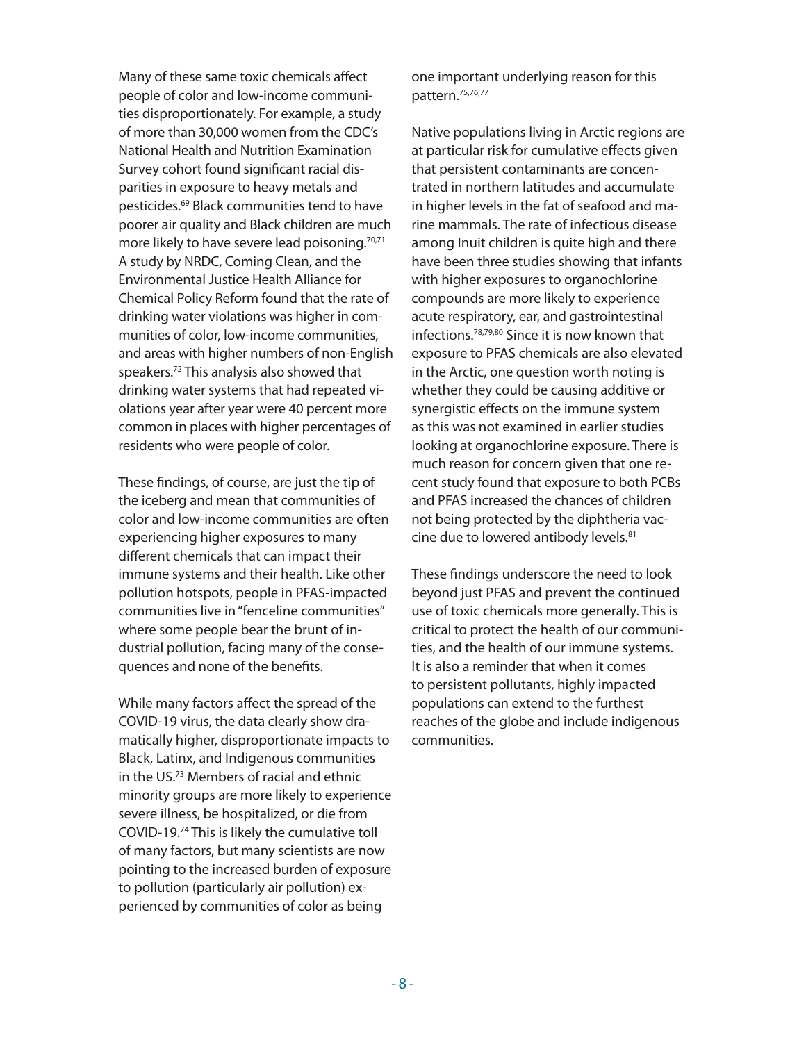Many of these same toxic chemicals affect people of color and low-income communities disproportionately. For example, a study of more than 30,000 women from the CDC's National Health and Nutrition Examination Survey cohort found significant racial disparities in exposure to heavy metals and pesticides.[69] Black communities tend to have poorer air quality and Black children are much more likely to have severe lead poisoning.[70,71] A study by NRDC, Coming Clean, and the Environmental Justice Health Alliance for Chemical Policy Reform found that the rate of drinking water violations was higher in communities of color, low-income communities, and areas with higher numbers of non-English speakers.[72] This analysis also showed that drinking water systems that had repeated violations year after year were 40 percent more common in places with higher percentages of residents who were people of color.

These findings, of course, are just the tip of the iceberg and mean that communities of color and low-income communities are often experiencing higher exposures to many different chemicals that can impact their immune systems and their health. Like other pollution hotspots, people in PFAS-impacted communities live in "fenceline communities" where some people bear the brunt of industrial pollution, facing many of the consequences and none of the benefits.

While many factors affect the spread of the COVID-19 virus, the data clearly show dramatically higher, disproportionate impacts to Black, Latinx, and Indigenous communities in the US.[73] Members of racial and ethnic minority groups are more likely to experience severe illness, be hospitalized, or die from COVID-19.[74] This is likely the cumulative toll of many factors, but many scientists are now pointing to the increased burden of exposure to pollution (particularly air pollution) experienced by communities of color as being one important underlying reason for this pattern.[75,76,77]

Native populations living in Arctic regions are at particular risk for cumulative effects given that persistent contaminants are concentrated in northern latitudes and accumulate in higher levels in the fat of seafood and marine mammals. The rate of infectious disease among Inuit children is quite high and there have been three studies showing that infants with higher exposures to organochlorine compounds are more likely to experience acute respiratory, ear, and gastrointestinal infections.[78,79,80] Since it is now known that exposure to PFAS chemicals are also elevated in the Arctic, one question worth noting is whether they could be causing additive or synergistic effects on the immune system as this was not examined in earlier studies looking at organochlorine exposure. There is much reason for concern given that one recent study found that exposure to both PCBs and PFAS increased the chances of children not being protected by the diphtheria vaccine due to lowered antibody levels.[81]

These findings underscore the need to look beyond just PFAS and prevent the continued use of toxic chemicals more generally. This is critical to protect the health of our communities, and the health of our immune systems. It is also a reminder that when it comes to persistent pollutants, highly impacted populations can extend to the furthest reaches of the globe and include indigenous communities.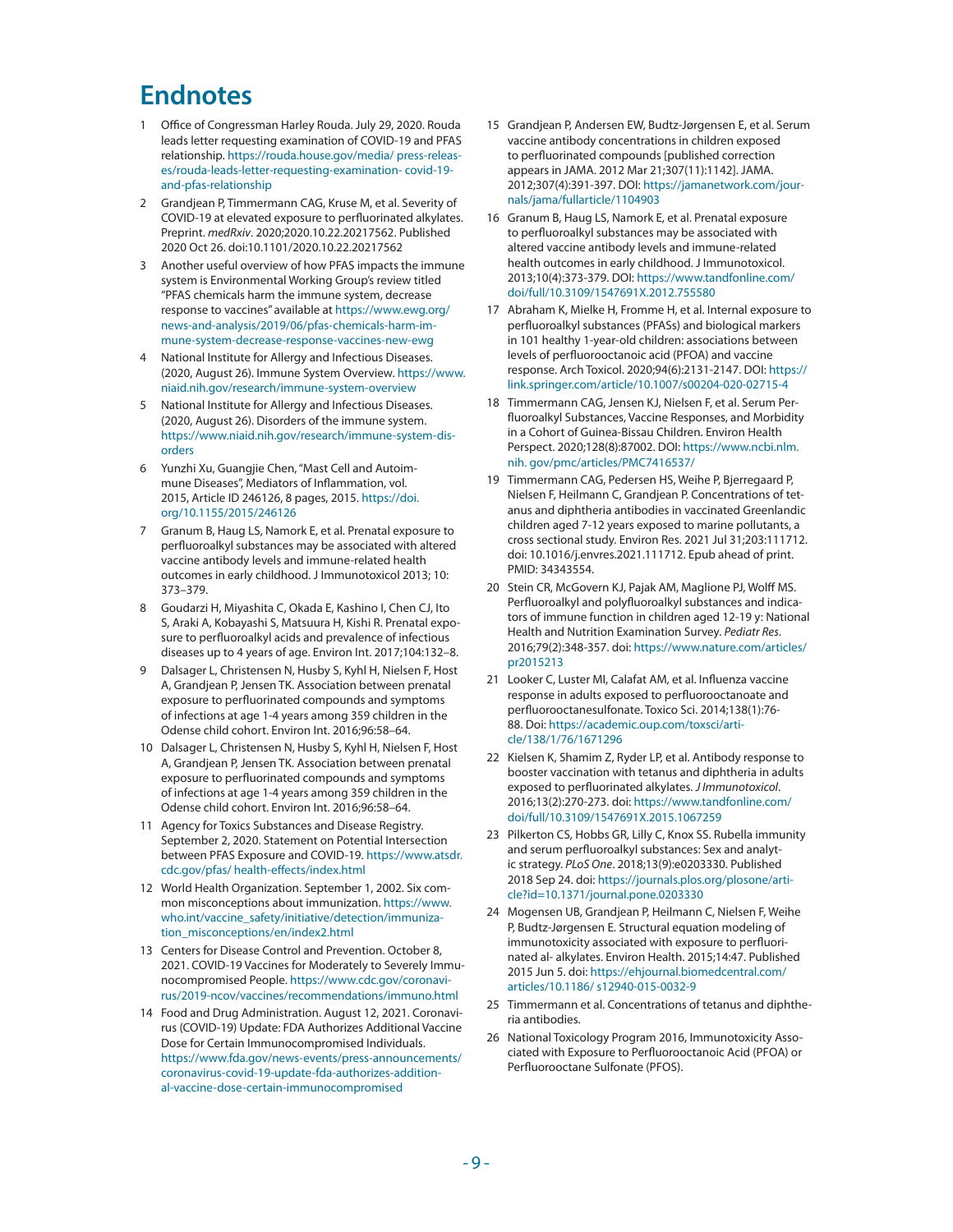# Endnotes

1. Office of Congressman Harley Rouda. July 29, 2020. Rouda leads letter requesting examination of COVID-19 and PFAS relationship. https://rouda.house.gov/media/ press-releases/rouda-leads-letter-requesting-examination- covid-19-and-pfas-relationship
2. Grandjean P, Timmermann CAG, Kruse M, et al. Severity of COVID-19 at elevated exposure to perfluorinated alkylates. Preprint. *medRxiv*. 2020;2020.10.22.20217562. Published 2020 Oct 26. doi:10.1101/2020.10.22.20217562
3. Another useful overview of how PFAS impacts the immune system is Environmental Working Group's review titled "PFAS chemicals harm the immune system, decrease response to vaccines" available at https://www.ewg.org/news-and-analysis/2019/06/pfas-chemicals-harm-immune-system-decrease-response-vaccines-new-ewg
4. National Institute for Allergy and Infectious Diseases. (2020, August 26). Immune System Overview. https://www.niaid.nih.gov/research/immune-system-overview
5. National Institute for Allergy and Infectious Diseases. (2020, August 26). Disorders of the immune system. https://www.niaid.nih.gov/research/immune-system-disorders
6. Yunzhi Xu, Guangjie Chen, "Mast Cell and Autoimmune Diseases", Mediators of Inflammation, vol. 2015, Article ID 246126, 8 pages, 2015. https://doi.org/10.1155/2015/246126
7. Granum B, Haug LS, Namork E, et al. Prenatal exposure to perfluoroalkyl substances may be associated with altered vaccine antibody levels and immune-related health outcomes in early childhood. J Immunotoxicol 2013; 10: 373–379.
8. Goudarzi H, Miyashita C, Okada E, Kashino I, Chen CJ, Ito S, Araki A, Kobayashi S, Matsuura H, Kishi R. Prenatal exposure to perfluoroalkyl acids and prevalence of infectious diseases up to 4 years of age. Environ Int. 2017;104:132–8.
9. Dalsager L, Christensen N, Husby S, Kyhl H, Nielsen F, Host A, Grandjean P, Jensen TK. Association between prenatal exposure to perfluorinated compounds and symptoms of infections at age 1-4 years among 359 children in the Odense child cohort. Environ Int. 2016;96:58–64.
10. Dalsager L, Christensen N, Husby S, Kyhl H, Nielsen F, Host A, Grandjean P, Jensen TK. Association between prenatal exposure to perfluorinated compounds and symptoms of infections at age 1-4 years among 359 children in the Odense child cohort. Environ Int. 2016;96:58–64.
11. Agency for Toxics Substances and Disease Registry. September 2, 2020. Statement on Potential Intersection between PFAS Exposure and COVID-19. https://www.atsdr.cdc.gov/pfas/ health-effects/index.html
12. World Health Organization. September 1, 2002. Six common misconceptions about immunization. https://www.who.int/vaccine_safety/initiative/detection/immunization_misconceptions/en/index2.html
13. Centers for Disease Control and Prevention. October 8, 2021. COVID-19 Vaccines for Moderately to Severely Immunocompromised People. https://www.cdc.gov/coronavirus/2019-ncov/vaccines/recommendations/immuno.html
14. Food and Drug Administration. August 12, 2021. Coronavirus (COVID-19) Update: FDA Authorizes Additional Vaccine Dose for Certain Immunocompromised Individuals. https://www.fda.gov/news-events/press-announcements/coronavirus-covid-19-update-fda-authorizes-additional-vaccine-dose-certain-immunocompromised
15. Grandjean P, Andersen EW, Budtz-Jørgensen E, et al. Serum vaccine antibody concentrations in children exposed to perfluorinated compounds [published correction appears in JAMA. 2012 Mar 21;307(11):1142]. JAMA. 2012;307(4):391-397. DOI: https://jamanetwork.com/journals/jama/fullarticle/1104903
16. Granum B, Haug LS, Namork E, et al. Prenatal exposure to perfluoroalkyl substances may be associated with altered vaccine antibody levels and immune-related health outcomes in early childhood. J Immunotoxicol. 2013;10(4):373-379. DOI: https://www.tandfonline.com/doi/full/10.3109/1547691X.2012.755580
17. Abraham K, Mielke H, Fromme H, et al. Internal exposure to perfluoroalkyl substances (PFASs) and biological markers in 101 healthy 1-year-old children: associations between levels of perfluorooctanoic acid (PFOA) and vaccine response. Arch Toxicol. 2020;94(6):2131-2147. DOI: https://link.springer.com/article/10.1007/s00204-020-02715-4
18. Timmermann CAG, Jensen KJ, Nielsen F, et al. Serum Perfluoroalkyl Substances, Vaccine Responses, and Morbidity in a Cohort of Guinea-Bissau Children. Environ Health Perspect. 2020;128(8):87002. DOI: https://www.ncbi.nlm.nih. gov/pmc/articles/PMC7416537/
19. Timmermann CAG, Pedersen HS, Weihe P, Bjerregaard P, Nielsen F, Heilmann C, Grandjean P. Concentrations of tetanus and diphtheria antibodies in vaccinated Greenlandic children aged 7-12 years exposed to marine pollutants, a cross sectional study. Environ Res. 2021 Jul 31;203:111712. doi: 10.1016/j.envres.2021.111712. Epub ahead of print. PMID: 34343554.
20. Stein CR, McGovern KJ, Pajak AM, Maglione PJ, Wolff MS. Perfluoroalkyl and polyfluoroalkyl substances and indicators of immune function in children aged 12-19 y: National Health and Nutrition Examination Survey. *Pediatr Res*. 2016;79(2):348-357. doi: https://www.nature.com/articles/pr2015213
21. Looker C, Luster MI, Calafat AM, et al. Influenza vaccine response in adults exposed to perfluorooctanoate and perfluorooctanesulfonate. Toxico Sci. 2014;138(1):76-88. Doi: https://academic.oup.com/toxsci/article/138/1/76/1671296
22. Kielsen K, Shamim Z, Ryder LP, et al. Antibody response to booster vaccination with tetanus and diphtheria in adults exposed to perfluorinated alkylates. *J Immunotoxicol*. 2016;13(2):270-273. doi: https://www.tandfonline.com/doi/full/10.3109/1547691X.2015.1067259
23. Pilkerton CS, Hobbs GR, Lilly C, Knox SS. Rubella immunity and serum perfluoroalkyl substances: Sex and analytic strategy. *PLoS One*. 2018;13(9):e0203330. Published 2018 Sep 24. doi: https://journals.plos.org/plosone/article?id=10.1371/journal.pone.0203330
24. Mogensen UB, Grandjean P, Heilmann C, Nielsen F, Weihe P, Budtz-Jørgensen E. Structural equation modeling of immunotoxicity associated with exposure to perfluorinated al- alkylates. Environ Health. 2015;14:47. Published 2015 Jun 5. doi: https://ehjournal.biomedcentral.com/articles/10.1186/ s12940-015-0032-9
25. Timmermann et al. Concentrations of tetanus and diphtheria antibodies.
26. National Toxicology Program 2016, Immunotoxicity Associated with Exposure to Perfluorooctanoic Acid (PFOA) or Perfluorooctane Sulfonate (PFOS).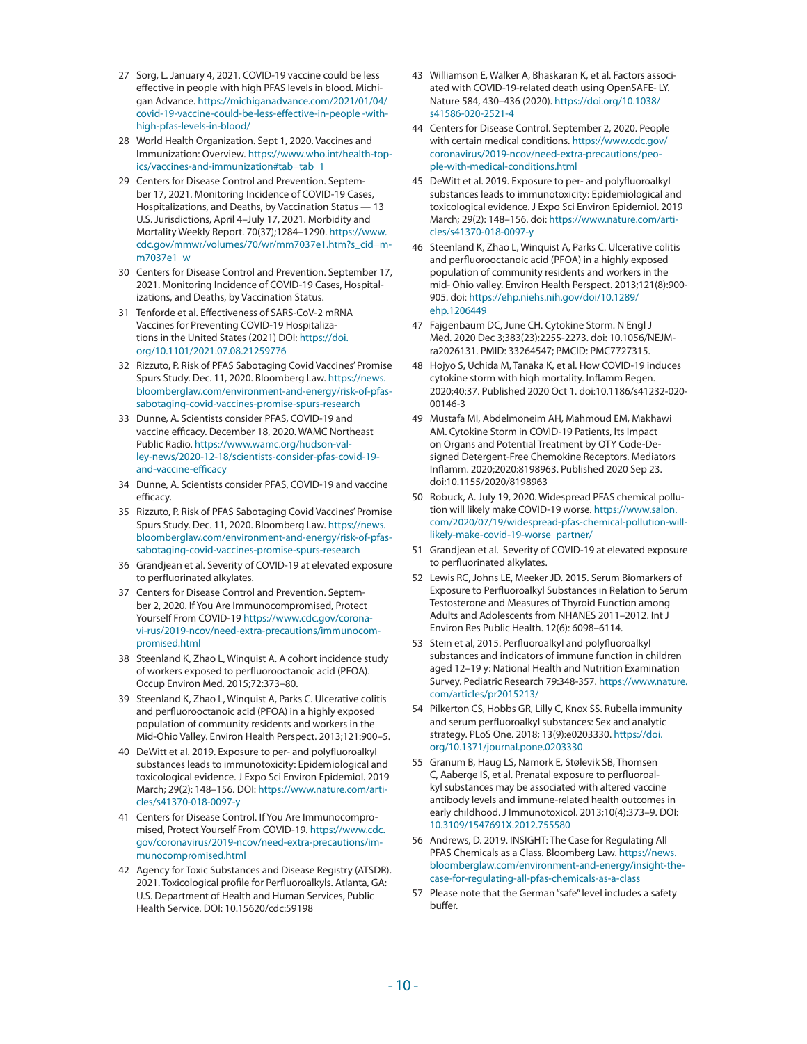27 Sorg, L. January 4, 2021. COVID-19 vaccine could be less effective in people with high PFAS levels in blood. Michigan Advance. https://michiganadvance.com/2021/01/04/covid-19-vaccine-could-be-less-effective-in-people -with-high-pfas-levels-in-blood/

28 World Health Organization. Sept 1, 2020. Vaccines and Immunization: Overview. https://www.who.int/health-topics/vaccines-and-immunization#tab=tab_1

29 Centers for Disease Control and Prevention. September 17, 2021. Monitoring Incidence of COVID-19 Cases, Hospitalizations, and Deaths, by Vaccination Status — 13 U.S. Jurisdictions, April 4–July 17, 2021. Morbidity and Mortality Weekly Report. 70(37);1284–1290. https://www.cdc.gov/mmwr/volumes/70/wr/mm7037e1.htm?s_cid=mm7037e1_w

30 Centers for Disease Control and Prevention. September 17, 2021. Monitoring Incidence of COVID-19 Cases, Hospitalizations, and Deaths, by Vaccination Status.

31 Tenforde et al. Effectiveness of SARS-CoV-2 mRNA Vaccines for Preventing COVID-19 Hospitalizations in the United States (2021) DOI: https://doi.org/10.1101/2021.07.08.21259776

32 Rizzuto, P. Risk of PFAS Sabotaging Covid Vaccines' Promise Spurs Study. Dec. 11, 2020. Bloomberg Law. https://news.bloomberglaw.com/environment-and-energy/risk-of-pfas-sabotaging-covid-vaccines-promise-spurs-research

33 Dunne, A. Scientists consider PFAS, COVID-19 and vaccine efficacy. December 18, 2020. WAMC Northeast Public Radio. https://www.wamc.org/hudson-valley-news/2020-12-18/scientists-consider-pfas-covid-19-and-vaccine-efficacy

34 Dunne, A. Scientists consider PFAS, COVID-19 and vaccine efficacy.

35 Rizzuto, P. Risk of PFAS Sabotaging Covid Vaccines' Promise Spurs Study. Dec. 11, 2020. Bloomberg Law. https://news.bloomberglaw.com/environment-and-energy/risk-of-pfas-sabotaging-covid-vaccines-promise-spurs-research

36 Grandjean et al. Severity of COVID-19 at elevated exposure to perfluorinated alkylates.

37 Centers for Disease Control and Prevention. September 2, 2020. If You Are Immunocompromised, Protect Yourself From COVID-19 https://www.cdc.gov/coronavi-rus/2019-ncov/need-extra-precautions/immunocompromised.html

38 Steenland K, Zhao L, Winquist A. A cohort incidence study of workers exposed to perfluorooctanoic acid (PFOA). Occup Environ Med. 2015;72:373–80.

39 Steenland K, Zhao L, Winquist A, Parks C. Ulcerative colitis and perfluorooctanoic acid (PFOA) in a highly exposed population of community residents and workers in the Mid-Ohio Valley. Environ Health Perspect. 2013;121:900–5.

40 DeWitt et al. 2019. Exposure to per- and polyfluoroalkyl substances leads to immunotoxicity: Epidemiological and toxicological evidence. J Expo Sci Environ Epidemiol. 2019 March; 29(2): 148–156. DOI: https://www.nature.com/articles/s41370-018-0097-y

41 Centers for Disease Control. If You Are Immunocompromised, Protect Yourself From COVID-19. https://www.cdc.gov/coronavirus/2019-ncov/need-extra-precautions/immunocompromised.html

42 Agency for Toxic Substances and Disease Registry (ATSDR). 2021. Toxicological profile for Perfluoroalkyls. Atlanta, GA: U.S. Department of Health and Human Services, Public Health Service. DOI: 10.15620/cdc:59198

43 Williamson E, Walker A, Bhaskaran K, et al. Factors associated with COVID-19-related death using OpenSAFE- LY. Nature 584, 430–436 (2020). https://doi.org/10.1038/s41586-020-2521-4

44 Centers for Disease Control. September 2, 2020. People with certain medical conditions. https://www.cdc.gov/coronavirus/2019-ncov/need-extra-precautions/people-with-medical-conditions.html

45 DeWitt et al. 2019. Exposure to per- and polyfluoroalkyl substances leads to immunotoxicity: Epidemiological and toxicological evidence. J Expo Sci Environ Epidemiol. 2019 March; 29(2): 148–156. doi: https://www.nature.com/articles/s41370-018-0097-y

46 Steenland K, Zhao L, Winquist A, Parks C. Ulcerative colitis and perfluorooctanoic acid (PFOA) in a highly exposed population of community residents and workers in the mid- Ohio valley. Environ Health Perspect. 2013;121(8):900-905. doi: https://ehp.niehs.nih.gov/doi/10.1289/ehp.1206449

47 Fajgenbaum DC, June CH. Cytokine Storm. N Engl J Med. 2020 Dec 3;383(23):2255-2273. doi: 10.1056/NEJMra2026131. PMID: 33264547; PMCID: PMC7727315.

48 Hojyo S, Uchida M, Tanaka K, et al. How COVID-19 induces cytokine storm with high mortality. Inflamm Regen. 2020;40:37. Published 2020 Oct 1. doi:10.1186/s41232-020-00146-3

49 Mustafa MI, Abdelmoneim AH, Mahmoud EM, Makhawi AM. Cytokine Storm in COVID-19 Patients, Its Impact on Organs and Potential Treatment by QTY Code-Designed Detergent-Free Chemokine Receptors. Mediators Inflamm. 2020;2020:8198963. Published 2020 Sep 23. doi:10.1155/2020/8198963

50 Robuck, A. July 19, 2020. Widespread PFAS chemical pollution will likely make COVID-19 worse. https://www.salon.com/2020/07/19/widespread-pfas-chemical-pollution-will-likely-make-covid-19-worse_partner/

51 Grandjean et al. Severity of COVID-19 at elevated exposure to perfluorinated alkylates.

52 Lewis RC, Johns LE, Meeker JD. 2015. Serum Biomarkers of Exposure to Perfluoroalkyl Substances in Relation to Serum Testosterone and Measures of Thyroid Function among Adults and Adolescents from NHANES 2011–2012. Int J Environ Res Public Health. 12(6): 6098–6114.

53 Stein et al, 2015. Perfluoroalkyl and polyfluoroalkyl substances and indicators of immune function in children aged 12–19 y: National Health and Nutrition Examination Survey. Pediatric Research 79:348-357. https://www.nature.com/articles/pr2015213/

54 Pilkerton CS, Hobbs GR, Lilly C, Knox SS. Rubella immunity and serum perfluoroalkyl substances: Sex and analytic strategy. PLoS One. 2018; 13(9):e0203330. https://doi.org/10.1371/journal.pone.0203330

55 Granum B, Haug LS, Namork E, Stølevik SB, Thomsen C, Aaberge IS, et al. Prenatal exposure to perfluoroalkyl substances may be associated with altered vaccine antibody levels and immune-related health outcomes in early childhood. J Immunotoxicol. 2013;10(4):373–9. DOI: 10.3109/1547691X.2012.755580

56 Andrews, D. 2019. INSIGHT: The Case for Regulating All PFAS Chemicals as a Class. Bloomberg Law. https://news.bloomberglaw.com/environment-and-energy/insight-the-case-for-regulating-all-pfas-chemicals-as-a-class

57 Please note that the German "safe" level includes a safety buffer.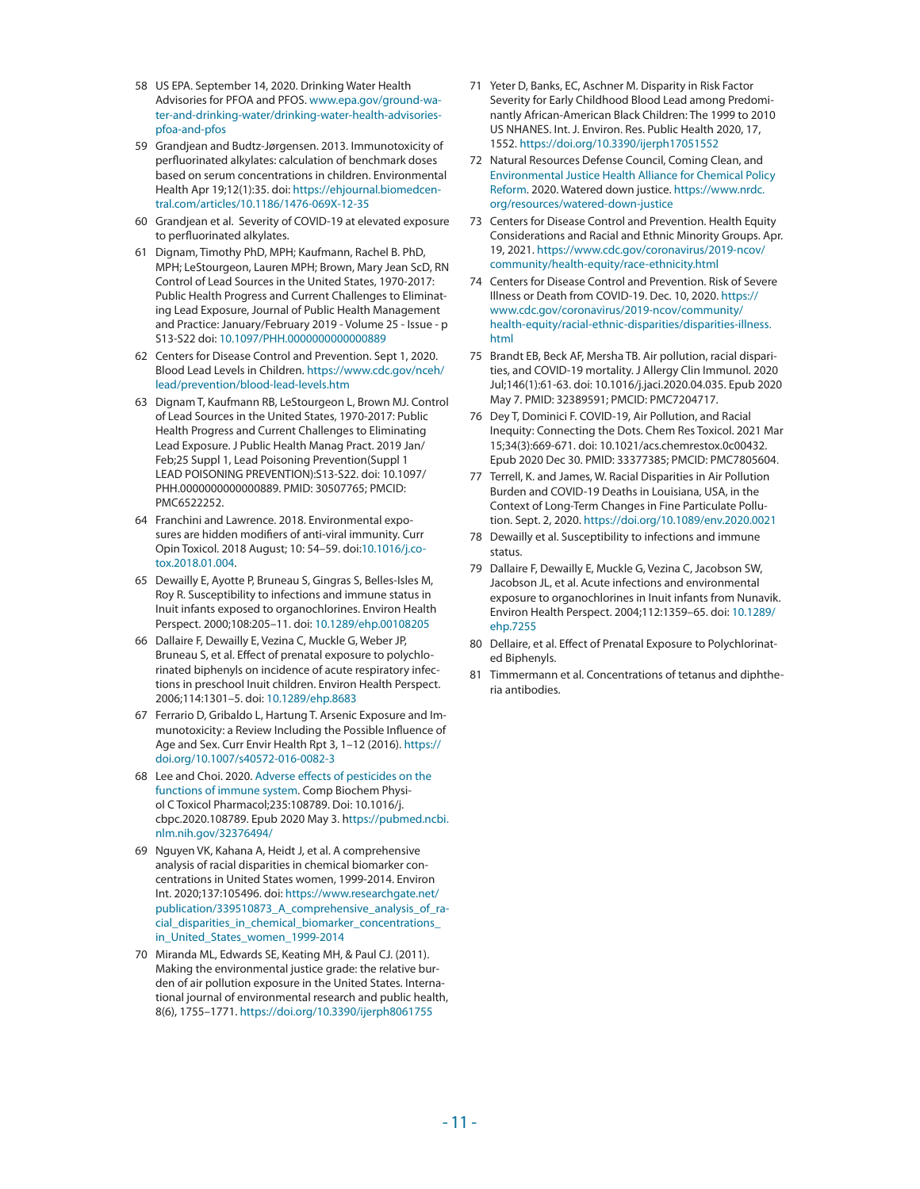58 US EPA. September 14, 2020. Drinking Water Health Advisories for PFOA and PFOS. www.epa.gov/ground-water-and-drinking-water/drinking-water-health-advisories-pfoa-and-pfos

59 Grandjean and Budtz-Jørgensen. 2013. Immunotoxicity of perfluorinated alkylates: calculation of benchmark doses based on serum concentrations in children. Environmental Health Apr 19;12(1):35. doi: https://ehjournal.biomedcentral.com/articles/10.1186/1476-069X-12-35

60 Grandjean et al. Severity of COVID-19 at elevated exposure to perfluorinated alkylates.

61 Dignam, Timothy PhD, MPH; Kaufmann, Rachel B. PhD, MPH; LeStourgeon, Lauren MPH; Brown, Mary Jean ScD, RN Control of Lead Sources in the United States, 1970-2017: Public Health Progress and Current Challenges to Eliminating Lead Exposure, Journal of Public Health Management and Practice: January/February 2019 - Volume 25 - Issue - p S13-S22 doi: 10.1097/PHH.0000000000000889

62 Centers for Disease Control and Prevention. Sept 1, 2020. Blood Lead Levels in Children. https://www.cdc.gov/nceh/lead/prevention/blood-lead-levels.htm

63 Dignam T, Kaufmann RB, LeStourgeon L, Brown MJ. Control of Lead Sources in the United States, 1970-2017: Public Health Progress and Current Challenges to Eliminating Lead Exposure. J Public Health Manag Pract. 2019 Jan/Feb;25 Suppl 1, Lead Poisoning Prevention(Suppl 1 LEAD POISONING PREVENTION):S13-S22. doi: 10.1097/PHH.0000000000000889. PMID: 30507765; PMCID: PMC6522252.

64 Franchini and Lawrence. 2018. Environmental exposures are hidden modifiers of anti-viral immunity. Curr Opin Toxicol. 2018 August; 10: 54–59. doi:10.1016/j.cotox.2018.01.004.

65 Dewailly E, Ayotte P, Bruneau S, Gingras S, Belles-Isles M, Roy R. Susceptibility to infections and immune status in Inuit infants exposed to organochlorines. Environ Health Perspect. 2000;108:205–11. doi: 10.1289/ehp.00108205

66 Dallaire F, Dewailly E, Vezina C, Muckle G, Weber JP, Bruneau S, et al. Effect of prenatal exposure to polychlorinated biphenyls on incidence of acute respiratory infections in preschool Inuit children. Environ Health Perspect. 2006;114:1301–5. doi: 10.1289/ehp.8683

67 Ferrario D, Gribaldo L, Hartung T. Arsenic Exposure and Immunotoxicity: a Review Including the Possible Influence of Age and Sex. Curr Envir Health Rpt 3, 1–12 (2016). https://doi.org/10.1007/s40572-016-0082-3

68 Lee and Choi. 2020. Adverse effects of pesticides on the functions of immune system. Comp Biochem Physiol C Toxicol Pharmacol;235:108789. Doi: 10.1016/j.cbpc.2020.108789. Epub 2020 May 3. https://pubmed.ncbi.nlm.nih.gov/32376494/

69 Nguyen VK, Kahana A, Heidt J, et al. A comprehensive analysis of racial disparities in chemical biomarker concentrations in United States women, 1999-2014. Environ Int. 2020;137:105496. doi: https://www.researchgate.net/publication/339510873_A_comprehensive_analysis_of_racial_disparities_in_chemical_biomarker_concentrations_in_United_States_women_1999-2014

70 Miranda ML, Edwards SE, Keating MH, & Paul CJ. (2011). Making the environmental justice grade: the relative burden of air pollution exposure in the United States. International journal of environmental research and public health, 8(6), 1755–1771. https://doi.org/10.3390/ijerph8061755

71 Yeter D, Banks, EC, Aschner M. Disparity in Risk Factor Severity for Early Childhood Blood Lead among Predominantly African-American Black Children: The 1999 to 2010 US NHANES. Int. J. Environ. Res. Public Health 2020, 17, 1552. https://doi.org/10.3390/ijerph17051552

72 Natural Resources Defense Council, Coming Clean, and Environmental Justice Health Alliance for Chemical Policy Reform. 2020. Watered down justice. https://www.nrdc.org/resources/watered-down-justice

73 Centers for Disease Control and Prevention. Health Equity Considerations and Racial and Ethnic Minority Groups. Apr. 19, 2021. https://www.cdc.gov/coronavirus/2019-ncov/community/health-equity/race-ethnicity.html

74 Centers for Disease Control and Prevention. Risk of Severe Illness or Death from COVID-19. Dec. 10, 2020. https://www.cdc.gov/coronavirus/2019-ncov/community/health-equity/racial-ethnic-disparities/disparities-illness.html

75 Brandt EB, Beck AF, Mersha TB. Air pollution, racial disparities, and COVID-19 mortality. J Allergy Clin Immunol. 2020 Jul;146(1):61-63. doi: 10.1016/j.jaci.2020.04.035. Epub 2020 May 7. PMID: 32389591; PMCID: PMC7204717.

76 Dey T, Dominici F. COVID-19, Air Pollution, and Racial Inequity: Connecting the Dots. Chem Res Toxicol. 2021 Mar 15;34(3):669-671. doi: 10.1021/acs.chemrestox.0c00432. Epub 2020 Dec 30. PMID: 33377385; PMCID: PMC7805604.

77 Terrell, K. and James, W. Racial Disparities in Air Pollution Burden and COVID-19 Deaths in Louisiana, USA, in the Context of Long-Term Changes in Fine Particulate Pollution. Sept. 2, 2020. https://doi.org/10.1089/env.2020.0021

78 Dewailly et al. Susceptibility to infections and immune status.

79 Dallaire F, Dewailly E, Muckle G, Vezina C, Jacobson SW, Jacobson JL, et al. Acute infections and environmental exposure to organochlorines in Inuit infants from Nunavik. Environ Health Perspect. 2004;112:1359–65. doi: 10.1289/ehp.7255

80 Dellaire, et al. Effect of Prenatal Exposure to Polychlorinated Biphenyls.

81 Timmermann et al. Concentrations of tetanus and diphtheria antibodies.